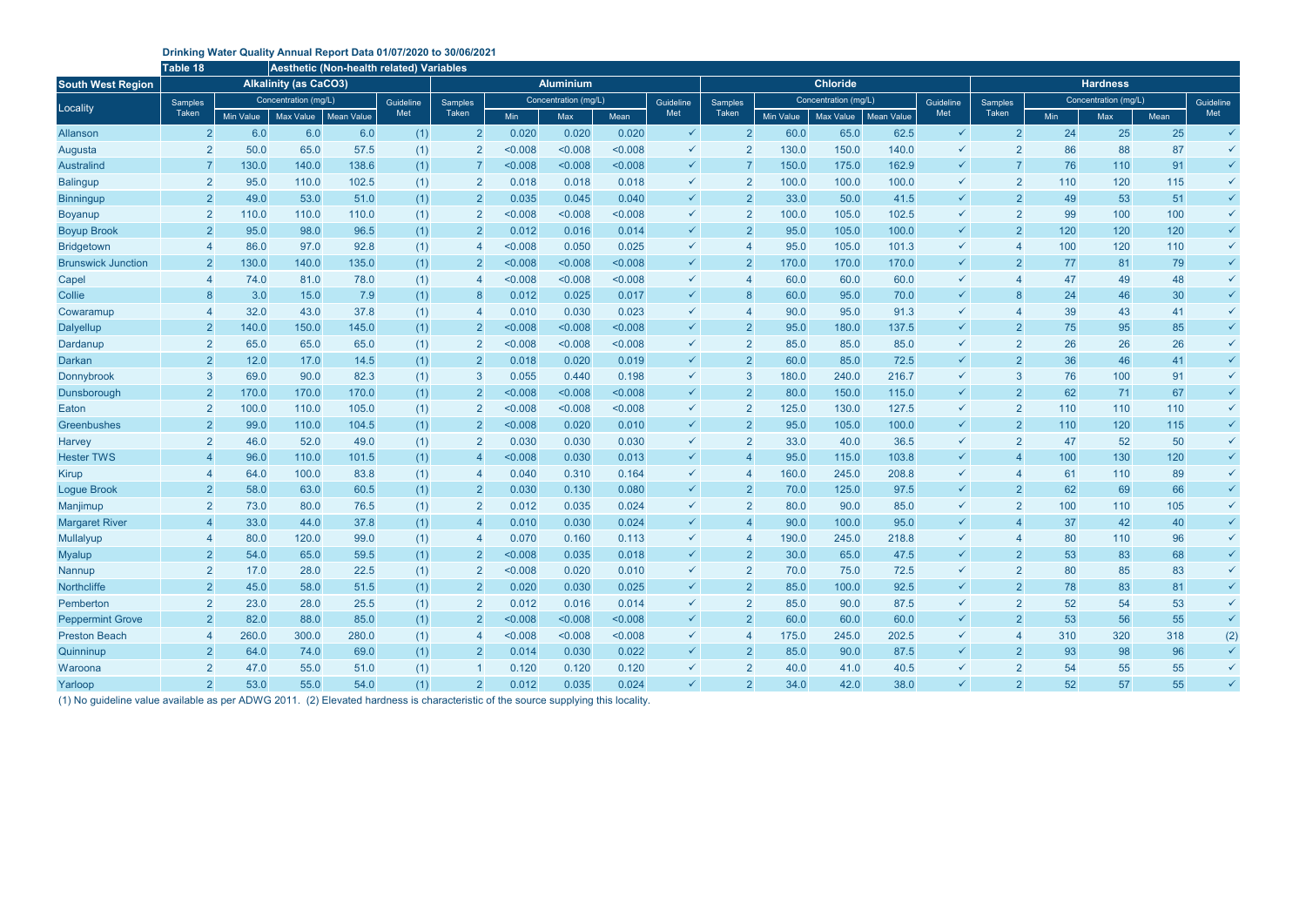**Drinking Water Quality Annual Report Data 01/07/2020 to 30/06/2021**

**Table 18** **Aesthetic (Non-health related) Variables**

| South West Region | Alkalinity (as CaCO3) | | | | | Aluminium | | | | | Chloride | | | | | Hardness | | | | |
|---|---|---|---|---|---|---|---|---|---|---|---|---|---|---|---|---|---|---|---|---|
| Locality | Samples Taken | Concentration (mg/L) | | | Guideline Met | Samples Taken | Concentration (mg/L) | | | Guideline Met | Samples Taken | Concentration (mg/L) | | | Guideline Met | Samples Taken | Concentration (mg/L) | | | Guideline Met |
| | | Min Value | Max Value | Mean Value | | | Min | Max | Mean | | | Min Value | Max Value | Mean Value | | | Min | Max | Mean | |
| Allanson | 2 | 6.0 | 6.0 | 6.0 | (1) | 2 | 0.020 | 0.020 | 0.020 | ✓ | 2 | 60.0 | 65.0 | 62.5 | ✓ | 2 | 24 | 25 | 25 | ✓ |
| Augusta | 2 | 50.0 | 65.0 | 57.5 | (1) | 2 | <0.008 | <0.008 | <0.008 | ✓ | 2 | 130.0 | 150.0 | 140.0 | ✓ | 2 | 86 | 88 | 87 | ✓ |
| Australind | 7 | 130.0 | 140.0 | 138.6 | (1) | 7 | <0.008 | <0.008 | <0.008 | ✓ | 7 | 150.0 | 175.0 | 162.9 | ✓ | 7 | 76 | 110 | 91 | ✓ |
| Balingup | 2 | 95.0 | 110.0 | 102.5 | (1) | 2 | 0.018 | 0.018 | 0.018 | ✓ | 2 | 100.0 | 100.0 | 100.0 | ✓ | 2 | 110 | 120 | 115 | ✓ |
| Binningup | 2 | 49.0 | 53.0 | 51.0 | (1) | 2 | 0.035 | 0.045 | 0.040 | ✓ | 2 | 33.0 | 50.0 | 41.5 | ✓ | 2 | 49 | 53 | 51 | ✓ |
| Boyanup | 2 | 110.0 | 110.0 | 110.0 | (1) | 2 | <0.008 | <0.008 | <0.008 | ✓ | 2 | 100.0 | 105.0 | 102.5 | ✓ | 2 | 99 | 100 | 100 | ✓ |
| Boyup Brook | 2 | 95.0 | 98.0 | 96.5 | (1) | 2 | 0.012 | 0.016 | 0.014 | ✓ | 2 | 95.0 | 105.0 | 100.0 | ✓ | 2 | 120 | 120 | 120 | ✓ |
| Bridgetown | 4 | 86.0 | 97.0 | 92.8 | (1) | 4 | <0.008 | 0.050 | 0.025 | ✓ | 4 | 95.0 | 105.0 | 101.3 | ✓ | 4 | 100 | 120 | 110 | ✓ |
| Brunswick Junction | 2 | 130.0 | 140.0 | 135.0 | (1) | 2 | <0.008 | <0.008 | <0.008 | ✓ | 2 | 170.0 | 170.0 | 170.0 | ✓ | 2 | 77 | 81 | 79 | ✓ |
| Capel | 4 | 74.0 | 81.0 | 78.0 | (1) | 4 | <0.008 | <0.008 | <0.008 | ✓ | 4 | 60.0 | 60.0 | 60.0 | ✓ | 4 | 47 | 49 | 48 | ✓ |
| Collie | 8 | 3.0 | 15.0 | 7.9 | (1) | 8 | 0.012 | 0.025 | 0.017 | ✓ | 8 | 60.0 | 95.0 | 70.0 | ✓ | 8 | 24 | 46 | 30 | ✓ |
| Cowaramup | 4 | 32.0 | 43.0 | 37.8 | (1) | 4 | 0.010 | 0.030 | 0.023 | ✓ | 4 | 90.0 | 95.0 | 91.3 | ✓ | 4 | 39 | 43 | 41 | ✓ |
| Dalyellup | 2 | 140.0 | 150.0 | 145.0 | (1) | 2 | <0.008 | <0.008 | <0.008 | ✓ | 2 | 95.0 | 180.0 | 137.5 | ✓ | 2 | 75 | 95 | 85 | ✓ |
| Dardanup | 2 | 65.0 | 65.0 | 65.0 | (1) | 2 | <0.008 | <0.008 | <0.008 | ✓ | 2 | 85.0 | 85.0 | 85.0 | ✓ | 2 | 26 | 26 | 26 | ✓ |
| Darkan | 2 | 12.0 | 17.0 | 14.5 | (1) | 2 | 0.018 | 0.020 | 0.019 | ✓ | 2 | 60.0 | 85.0 | 72.5 | ✓ | 2 | 36 | 46 | 41 | ✓ |
| Donnybrook | 3 | 69.0 | 90.0 | 82.3 | (1) | 3 | 0.055 | 0.440 | 0.198 | ✓ | 3 | 180.0 | 240.0 | 216.7 | ✓ | 3 | 76 | 100 | 91 | ✓ |
| Dunsborough | 2 | 170.0 | 170.0 | 170.0 | (1) | 2 | <0.008 | <0.008 | <0.008 | ✓ | 2 | 80.0 | 150.0 | 115.0 | ✓ | 2 | 62 | 71 | 67 | ✓ |
| Eaton | 2 | 100.0 | 110.0 | 105.0 | (1) | 2 | <0.008 | <0.008 | <0.008 | ✓ | 2 | 125.0 | 130.0 | 127.5 | ✓ | 2 | 110 | 110 | 110 | ✓ |
| Greenbushes | 2 | 99.0 | 110.0 | 104.5 | (1) | 2 | <0.008 | 0.020 | 0.010 | ✓ | 2 | 95.0 | 105.0 | 100.0 | ✓ | 2 | 110 | 120 | 115 | ✓ |
| Harvey | 2 | 46.0 | 52.0 | 49.0 | (1) | 2 | 0.030 | 0.030 | 0.030 | ✓ | 2 | 33.0 | 40.0 | 36.5 | ✓ | 2 | 47 | 52 | 50 | ✓ |
| Hester TWS | 4 | 96.0 | 110.0 | 101.5 | (1) | 4 | <0.008 | 0.030 | 0.013 | ✓ | 4 | 95.0 | 115.0 | 103.8 | ✓ | 4 | 100 | 130 | 120 | ✓ |
| Kirup | 4 | 64.0 | 100.0 | 83.8 | (1) | 4 | 0.040 | 0.310 | 0.164 | ✓ | 4 | 160.0 | 245.0 | 208.8 | ✓ | 4 | 61 | 110 | 89 | ✓ |
| Logue Brook | 2 | 58.0 | 63.0 | 60.5 | (1) | 2 | 0.030 | 0.130 | 0.080 | ✓ | 2 | 70.0 | 125.0 | 97.5 | ✓ | 2 | 62 | 69 | 66 | ✓ |
| Manjimup | 2 | 73.0 | 80.0 | 76.5 | (1) | 2 | 0.012 | 0.035 | 0.024 | ✓ | 2 | 80.0 | 90.0 | 85.0 | ✓ | 2 | 100 | 110 | 105 | ✓ |
| Margaret River | 4 | 33.0 | 44.0 | 37.8 | (1) | 4 | 0.010 | 0.030 | 0.024 | ✓ | 4 | 90.0 | 100.0 | 95.0 | ✓ | 4 | 37 | 42 | 40 | ✓ |
| Mullalyup | 4 | 80.0 | 120.0 | 99.0 | (1) | 4 | 0.070 | 0.160 | 0.113 | ✓ | 4 | 190.0 | 245.0 | 218.8 | ✓ | 4 | 80 | 110 | 96 | ✓ |
| Myalup | 2 | 54.0 | 65.0 | 59.5 | (1) | 2 | <0.008 | 0.035 | 0.018 | ✓ | 2 | 30.0 | 65.0 | 47.5 | ✓ | 2 | 53 | 83 | 68 | ✓ |
| Nannup | 2 | 17.0 | 28.0 | 22.5 | (1) | 2 | <0.008 | 0.020 | 0.010 | ✓ | 2 | 70.0 | 75.0 | 72.5 | ✓ | 2 | 80 | 85 | 83 | ✓ |
| Northcliffe | 2 | 45.0 | 58.0 | 51.5 | (1) | 2 | 0.020 | 0.030 | 0.025 | ✓ | 2 | 85.0 | 100.0 | 92.5 | ✓ | 2 | 78 | 83 | 81 | ✓ |
| Pemberton | 2 | 23.0 | 28.0 | 25.5 | (1) | 2 | 0.012 | 0.016 | 0.014 | ✓ | 2 | 85.0 | 90.0 | 87.5 | ✓ | 2 | 52 | 54 | 53 | ✓ |
| Peppermint Grove | 2 | 82.0 | 88.0 | 85.0 | (1) | 2 | <0.008 | <0.008 | <0.008 | ✓ | 2 | 60.0 | 60.0 | 60.0 | ✓ | 2 | 53 | 56 | 55 | ✓ |
| Preston Beach | 4 | 260.0 | 300.0 | 280.0 | (1) | 4 | <0.008 | <0.008 | <0.008 | ✓ | 4 | 175.0 | 245.0 | 202.5 | ✓ | 4 | 310 | 320 | 318 | (2) |
| Quinninup | 2 | 64.0 | 74.0 | 69.0 | (1) | 2 | 0.014 | 0.030 | 0.022 | ✓ | 2 | 85.0 | 90.0 | 87.5 | ✓ | 2 | 93 | 98 | 96 | ✓ |
| Waroona | 2 | 47.0 | 55.0 | 51.0 | (1) | 1 | 0.120 | 0.120 | 0.120 | ✓ | 2 | 40.0 | 41.0 | 40.5 | ✓ | 2 | 54 | 55 | 55 | ✓ |
| Yarloop | 2 | 53.0 | 55.0 | 54.0 | (1) | 2 | 0.012 | 0.035 | 0.024 | ✓ | 2 | 34.0 | 42.0 | 38.0 | ✓ | 2 | 52 | 57 | 55 | ✓ |

(1) No guideline value available as per ADWG 2011. (2) Elevated hardness is characteristic of the source supplying this locality.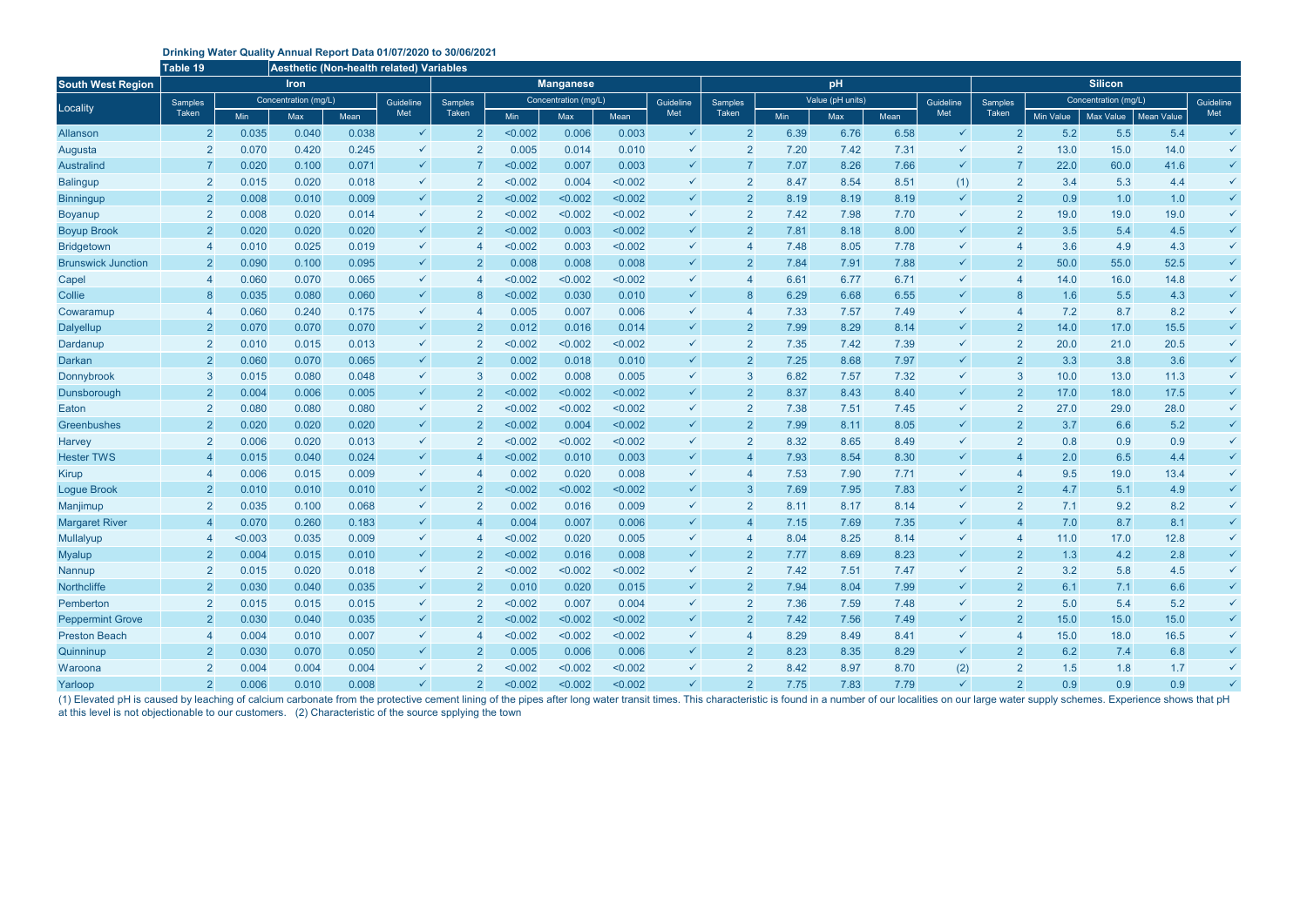**Drinking Water Quality Annual Report Data 01/07/2020 to 30/06/2021**

**Table 19** — **Aesthetic (Non-health related) Variables**

| South West Region | Iron | | | | | Manganese | | | | | pH | | | | | Silicon | | | | |
|---|---|---|---|---|---|---|---|---|---|---|---|---|---|---|---|---|---|---|---|---|
| Locality | Samples Taken | Concentration (mg/L) | | | Guideline Met | Samples Taken | Concentration (mg/L) | | | Guideline Met | Samples Taken | Value (pH units) | | | Guideline Met | Samples Taken | Concentration (mg/L) | | | Guideline Met |
| | | Min | Max | Mean | | | Min | Max | Mean | | | Min | Max | Mean | | | Min Value | Max Value | Mean Value | |
| Allanson | 2 | 0.035 | 0.040 | 0.038 | ✓ | 2 | <0.002 | 0.006 | 0.003 | ✓ | 2 | 6.39 | 6.76 | 6.58 | ✓ | 2 | 5.2 | 5.5 | 5.4 | ✓ |
| Augusta | 2 | 0.070 | 0.420 | 0.245 | ✓ | 2 | 0.005 | 0.014 | 0.010 | ✓ | 2 | 7.20 | 7.42 | 7.31 | ✓ | 2 | 13.0 | 15.0 | 14.0 | ✓ |
| Australind | 7 | 0.020 | 0.100 | 0.071 | ✓ | 7 | <0.002 | 0.007 | 0.003 | ✓ | 7 | 7.07 | 8.26 | 7.66 | ✓ | 7 | 22.0 | 60.0 | 41.6 | ✓ |
| Balingup | 2 | 0.015 | 0.020 | 0.018 | ✓ | 2 | <0.002 | 0.004 | <0.002 | ✓ | 2 | 8.47 | 8.54 | 8.51 | (1) | 2 | 3.4 | 5.3 | 4.4 | ✓ |
| Binningup | 2 | 0.008 | 0.010 | 0.009 | ✓ | 2 | <0.002 | <0.002 | <0.002 | ✓ | 2 | 8.19 | 8.19 | 8.19 | ✓ | 2 | 0.9 | 1.0 | 1.0 | ✓ |
| Boyanup | 2 | 0.008 | 0.020 | 0.014 | ✓ | 2 | <0.002 | <0.002 | <0.002 | ✓ | 2 | 7.42 | 7.98 | 7.70 | ✓ | 2 | 19.0 | 19.0 | 19.0 | ✓ |
| Boyup Brook | 2 | 0.020 | 0.020 | 0.020 | ✓ | 2 | <0.002 | 0.003 | <0.002 | ✓ | 2 | 7.81 | 8.18 | 8.00 | ✓ | 2 | 3.5 | 5.4 | 4.5 | ✓ |
| Bridgetown | 4 | 0.010 | 0.025 | 0.019 | ✓ | 4 | <0.002 | 0.003 | <0.002 | ✓ | 4 | 7.48 | 8.05 | 7.78 | ✓ | 4 | 3.6 | 4.9 | 4.3 | ✓ |
| Brunswick Junction | 2 | 0.090 | 0.100 | 0.095 | ✓ | 2 | 0.008 | 0.008 | 0.008 | ✓ | 2 | 7.84 | 7.91 | 7.88 | ✓ | 2 | 50.0 | 55.0 | 52.5 | ✓ |
| Capel | 4 | 0.060 | 0.070 | 0.065 | ✓ | 4 | <0.002 | <0.002 | <0.002 | ✓ | 4 | 6.61 | 6.77 | 6.71 | ✓ | 4 | 14.0 | 16.0 | 14.8 | ✓ |
| Collie | 8 | 0.035 | 0.080 | 0.060 | ✓ | 8 | <0.002 | 0.030 | 0.010 | ✓ | 8 | 6.29 | 6.68 | 6.55 | ✓ | 8 | 1.6 | 5.5 | 4.3 | ✓ |
| Cowaramup | 4 | 0.060 | 0.240 | 0.175 | ✓ | 4 | 0.005 | 0.007 | 0.006 | ✓ | 4 | 7.33 | 7.57 | 7.49 | ✓ | 4 | 7.2 | 8.7 | 8.2 | ✓ |
| Dalyellup | 2 | 0.070 | 0.070 | 0.070 | ✓ | 2 | 0.012 | 0.016 | 0.014 | ✓ | 2 | 7.99 | 8.29 | 8.14 | ✓ | 2 | 14.0 | 17.0 | 15.5 | ✓ |
| Dardanup | 2 | 0.010 | 0.015 | 0.013 | ✓ | 2 | <0.002 | <0.002 | <0.002 | ✓ | 2 | 7.35 | 7.42 | 7.39 | ✓ | 2 | 20.0 | 21.0 | 20.5 | ✓ |
| Darkan | 2 | 0.060 | 0.070 | 0.065 | ✓ | 2 | 0.002 | 0.018 | 0.010 | ✓ | 2 | 7.25 | 8.68 | 7.97 | ✓ | 2 | 3.3 | 3.8 | 3.6 | ✓ |
| Donnybrook | 3 | 0.015 | 0.080 | 0.048 | ✓ | 3 | 0.002 | 0.008 | 0.005 | ✓ | 3 | 6.82 | 7.57 | 7.32 | ✓ | 3 | 10.0 | 13.0 | 11.3 | ✓ |
| Dunsborough | 2 | 0.004 | 0.006 | 0.005 | ✓ | 2 | <0.002 | <0.002 | <0.002 | ✓ | 2 | 8.37 | 8.43 | 8.40 | ✓ | 2 | 17.0 | 18.0 | 17.5 | ✓ |
| Eaton | 2 | 0.080 | 0.080 | 0.080 | ✓ | 2 | <0.002 | <0.002 | <0.002 | ✓ | 2 | 7.38 | 7.51 | 7.45 | ✓ | 2 | 27.0 | 29.0 | 28.0 | ✓ |
| Greenbushes | 2 | 0.020 | 0.020 | 0.020 | ✓ | 2 | <0.002 | 0.004 | <0.002 | ✓ | 2 | 7.99 | 8.11 | 8.05 | ✓ | 2 | 3.7 | 6.6 | 5.2 | ✓ |
| Harvey | 2 | 0.006 | 0.020 | 0.013 | ✓ | 2 | <0.002 | <0.002 | <0.002 | ✓ | 2 | 8.32 | 8.65 | 8.49 | ✓ | 2 | 0.8 | 0.9 | 0.9 | ✓ |
| Hester TWS | 4 | 0.015 | 0.040 | 0.024 | ✓ | 4 | <0.002 | 0.010 | 0.003 | ✓ | 4 | 7.93 | 8.54 | 8.30 | ✓ | 4 | 2.0 | 6.5 | 4.4 | ✓ |
| Kirup | 4 | 0.006 | 0.015 | 0.009 | ✓ | 4 | 0.002 | 0.020 | 0.008 | ✓ | 4 | 7.53 | 7.90 | 7.71 | ✓ | 4 | 9.5 | 19.0 | 13.4 | ✓ |
| Logue Brook | 2 | 0.010 | 0.010 | 0.010 | ✓ | 2 | <0.002 | <0.002 | <0.002 | ✓ | 3 | 7.69 | 7.95 | 7.83 | ✓ | 2 | 4.7 | 5.1 | 4.9 | ✓ |
| Manjimup | 2 | 0.035 | 0.100 | 0.068 | ✓ | 2 | 0.002 | 0.016 | 0.009 | ✓ | 2 | 8.11 | 8.17 | 8.14 | ✓ | 2 | 7.1 | 9.2 | 8.2 | ✓ |
| Margaret River | 4 | 0.070 | 0.260 | 0.183 | ✓ | 4 | 0.004 | 0.007 | 0.006 | ✓ | 4 | 7.15 | 7.69 | 7.35 | ✓ | 4 | 7.0 | 8.7 | 8.1 | ✓ |
| Mullalyup | 4 | <0.003 | 0.035 | 0.009 | ✓ | 4 | <0.002 | 0.020 | 0.005 | ✓ | 4 | 8.04 | 8.25 | 8.14 | ✓ | 4 | 11.0 | 17.0 | 12.8 | ✓ |
| Myalup | 2 | 0.004 | 0.015 | 0.010 | ✓ | 2 | <0.002 | 0.016 | 0.008 | ✓ | 2 | 7.77 | 8.69 | 8.23 | ✓ | 2 | 1.3 | 4.2 | 2.8 | ✓ |
| Nannup | 2 | 0.015 | 0.020 | 0.018 | ✓ | 2 | <0.002 | <0.002 | <0.002 | ✓ | 2 | 7.42 | 7.51 | 7.47 | ✓ | 2 | 3.2 | 5.8 | 4.5 | ✓ |
| Northcliffe | 2 | 0.030 | 0.040 | 0.035 | ✓ | 2 | 0.010 | 0.020 | 0.015 | ✓ | 2 | 7.94 | 8.04 | 7.99 | ✓ | 2 | 6.1 | 7.1 | 6.6 | ✓ |
| Pemberton | 2 | 0.015 | 0.015 | 0.015 | ✓ | 2 | <0.002 | 0.007 | 0.004 | ✓ | 2 | 7.36 | 7.59 | 7.48 | ✓ | 2 | 5.0 | 5.4 | 5.2 | ✓ |
| Peppermint Grove | 2 | 0.030 | 0.040 | 0.035 | ✓ | 2 | <0.002 | <0.002 | <0.002 | ✓ | 2 | 7.42 | 7.56 | 7.49 | ✓ | 2 | 15.0 | 15.0 | 15.0 | ✓ |
| Preston Beach | 4 | 0.004 | 0.010 | 0.007 | ✓ | 4 | <0.002 | <0.002 | <0.002 | ✓ | 4 | 8.29 | 8.49 | 8.41 | ✓ | 4 | 15.0 | 18.0 | 16.5 | ✓ |
| Quinninup | 2 | 0.030 | 0.070 | 0.050 | ✓ | 2 | 0.005 | 0.006 | 0.006 | ✓ | 2 | 8.23 | 8.35 | 8.29 | ✓ | 2 | 6.2 | 7.4 | 6.8 | ✓ |
| Waroona | 2 | 0.004 | 0.004 | 0.004 | ✓ | 2 | <0.002 | <0.002 | <0.002 | ✓ | 2 | 8.42 | 8.97 | 8.70 | (2) | 2 | 1.5 | 1.8 | 1.7 | ✓ |
| Yarloop | 2 | 0.006 | 0.010 | 0.008 | ✓ | 2 | <0.002 | <0.002 | <0.002 | ✓ | 2 | 7.75 | 7.83 | 7.79 | ✓ | 2 | 0.9 | 0.9 | 0.9 | ✓ |

(1) Elevated pH is caused by leaching of calcium carbonate from the protective cement lining of the pipes after long water transit times. This characteristic is found in a number of our localities on our large water supply schemes. Experience shows that pH at this level is not objectionable to our customers. (2) Characteristic of the source spplying the town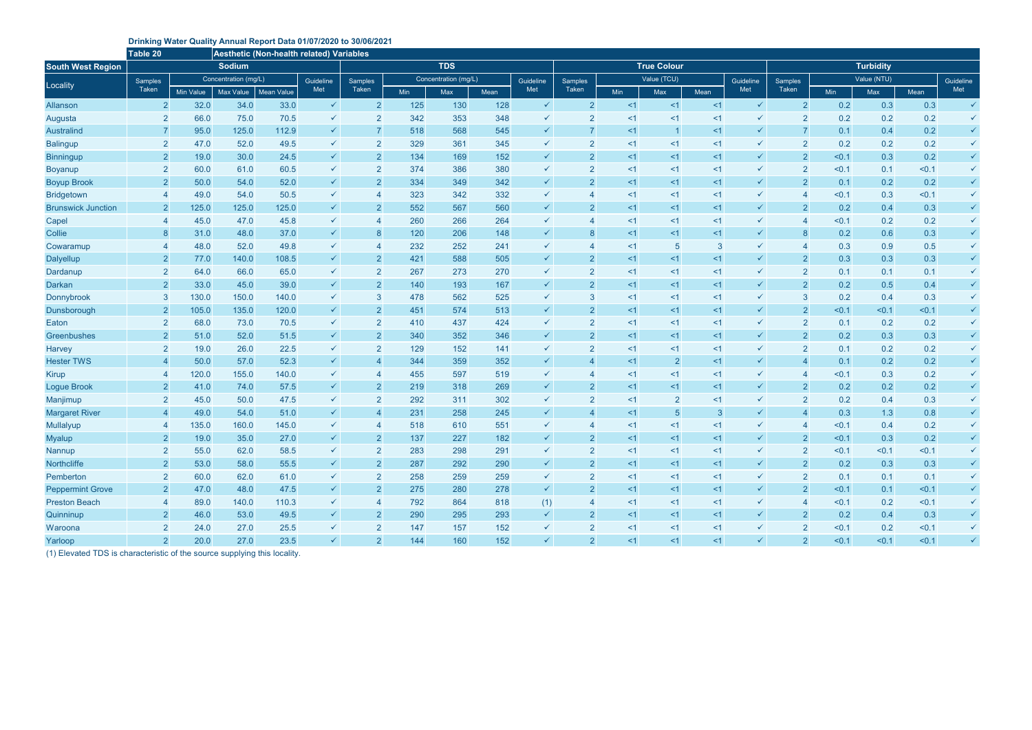**Drinking Water Quality Annual Report Data 01/07/2020 to 30/06/2021**

| Table 20 | Aesthetic (Non-health related) Variables | | | | | | | | | | | | | | | | | | | |
|---|---|---|---|---|---|---|---|---|---|---|---|---|---|---|---|---|---|---|---|---|
| **South West Region** | **Sodium** | | | | | **TDS** | | | | | **True Colour** | | | | | **Turbidity** | | | | |
| Locality | Samples Taken | Concentration (mg/L) | | | Guideline Met | Samples Taken | Concentration (mg/L) | | | Guideline Met | Samples Taken | Value (TCU) | | | Guideline Met | Samples Taken | Value (NTU) | | | Guideline Met |
| | | Min Value | Max Value | Mean Value | | | Min | Max | Mean | | | Min | Max | Mean | | | Min | Max | Mean | |
| Allanson | 2 | 32.0 | 34.0 | 33.0 | ✓ | 2 | 125 | 130 | 128 | ✓ | 2 | <1 | <1 | <1 | ✓ | 2 | 0.2 | 0.3 | 0.3 | ✓ |
| Augusta | 2 | 66.0 | 75.0 | 70.5 | ✓ | 2 | 342 | 353 | 348 | ✓ | 2 | <1 | <1 | <1 | ✓ | 2 | 0.2 | 0.2 | 0.2 | ✓ |
| Australind | 7 | 95.0 | 125.0 | 112.9 | ✓ | 7 | 518 | 568 | 545 | ✓ | 7 | <1 | 1 | <1 | ✓ | 7 | 0.1 | 0.4 | 0.2 | ✓ |
| Balingup | 2 | 47.0 | 52.0 | 49.5 | ✓ | 2 | 329 | 361 | 345 | ✓ | 2 | <1 | <1 | <1 | ✓ | 2 | 0.2 | 0.2 | 0.2 | ✓ |
| Binningup | 2 | 19.0 | 30.0 | 24.5 | ✓ | 2 | 134 | 169 | 152 | ✓ | 2 | <1 | <1 | <1 | ✓ | 2 | <0.1 | 0.3 | 0.2 | ✓ |
| Boyanup | 2 | 60.0 | 61.0 | 60.5 | ✓ | 2 | 374 | 386 | 380 | ✓ | 2 | <1 | <1 | <1 | ✓ | 2 | <0.1 | 0.1 | <0.1 | ✓ |
| Boyup Brook | 2 | 50.0 | 54.0 | 52.0 | ✓ | 2 | 334 | 349 | 342 | ✓ | 2 | <1 | <1 | <1 | ✓ | 2 | 0.1 | 0.2 | 0.2 | ✓ |
| Bridgetown | 4 | 49.0 | 54.0 | 50.5 | ✓ | 4 | 323 | 342 | 332 | ✓ | 4 | <1 | <1 | <1 | ✓ | 4 | <0.1 | 0.3 | <0.1 | ✓ |
| Brunswick Junction | 2 | 125.0 | 125.0 | 125.0 | ✓ | 2 | 552 | 567 | 560 | ✓ | 2 | <1 | <1 | <1 | ✓ | 2 | 0.2 | 0.4 | 0.3 | ✓ |
| Capel | 4 | 45.0 | 47.0 | 45.8 | ✓ | 4 | 260 | 266 | 264 | ✓ | 4 | <1 | <1 | <1 | ✓ | 4 | <0.1 | 0.2 | 0.2 | ✓ |
| Collie | 8 | 31.0 | 48.0 | 37.0 | ✓ | 8 | 120 | 206 | 148 | ✓ | 8 | <1 | <1 | <1 | ✓ | 8 | 0.2 | 0.6 | 0.3 | ✓ |
| Cowaramup | 4 | 48.0 | 52.0 | 49.8 | ✓ | 4 | 232 | 252 | 241 | ✓ | 4 | <1 | 5 | 3 | ✓ | 4 | 0.3 | 0.9 | 0.5 | ✓ |
| Dalyellup | 2 | 77.0 | 140.0 | 108.5 | ✓ | 2 | 421 | 588 | 505 | ✓ | 2 | <1 | <1 | <1 | ✓ | 2 | 0.3 | 0.3 | 0.3 | ✓ |
| Dardanup | 2 | 64.0 | 66.0 | 65.0 | ✓ | 2 | 267 | 273 | 270 | ✓ | 2 | <1 | <1 | <1 | ✓ | 2 | 0.1 | 0.1 | 0.1 | ✓ |
| Darkan | 2 | 33.0 | 45.0 | 39.0 | ✓ | 2 | 140 | 193 | 167 | ✓ | 2 | <1 | <1 | <1 | ✓ | 2 | 0.2 | 0.5 | 0.4 | ✓ |
| Donnybrook | 3 | 130.0 | 150.0 | 140.0 | ✓ | 3 | 478 | 562 | 525 | ✓ | 3 | <1 | <1 | <1 | ✓ | 3 | 0.2 | 0.4 | 0.3 | ✓ |
| Dunsborough | 2 | 105.0 | 135.0 | 120.0 | ✓ | 2 | 451 | 574 | 513 | ✓ | 2 | <1 | <1 | <1 | ✓ | 2 | <0.1 | <0.1 | <0.1 | ✓ |
| Eaton | 2 | 68.0 | 73.0 | 70.5 | ✓ | 2 | 410 | 437 | 424 | ✓ | 2 | <1 | <1 | <1 | ✓ | 2 | 0.1 | 0.2 | 0.2 | ✓ |
| Greenbushes | 2 | 51.0 | 52.0 | 51.5 | ✓ | 2 | 340 | 352 | 346 | ✓ | 2 | <1 | <1 | <1 | ✓ | 2 | 0.2 | 0.3 | 0.3 | ✓ |
| Harvey | 2 | 19.0 | 26.0 | 22.5 | ✓ | 2 | 129 | 152 | 141 | ✓ | 2 | <1 | <1 | <1 | ✓ | 2 | 0.1 | 0.2 | 0.2 | ✓ |
| Hester TWS | 4 | 50.0 | 57.0 | 52.3 | ✓ | 4 | 344 | 359 | 352 | ✓ | 4 | <1 | 2 | <1 | ✓ | 4 | 0.1 | 0.2 | 0.2 | ✓ |
| Kirup | 4 | 120.0 | 155.0 | 140.0 | ✓ | 4 | 455 | 597 | 519 | ✓ | 4 | <1 | <1 | <1 | ✓ | 4 | <0.1 | 0.3 | 0.2 | ✓ |
| Logue Brook | 2 | 41.0 | 74.0 | 57.5 | ✓ | 2 | 219 | 318 | 269 | ✓ | 2 | <1 | <1 | <1 | ✓ | 2 | 0.2 | 0.2 | 0.2 | ✓ |
| Manjimup | 2 | 45.0 | 50.0 | 47.5 | ✓ | 2 | 292 | 311 | 302 | ✓ | 2 | <1 | 2 | <1 | ✓ | 2 | 0.2 | 0.4 | 0.3 | ✓ |
| Margaret River | 4 | 49.0 | 54.0 | 51.0 | ✓ | 4 | 231 | 258 | 245 | ✓ | 4 | <1 | 5 | 3 | ✓ | 4 | 0.3 | 1.3 | 0.8 | ✓ |
| Mullalyup | 4 | 135.0 | 160.0 | 145.0 | ✓ | 4 | 518 | 610 | 551 | ✓ | 4 | <1 | <1 | <1 | ✓ | 4 | <0.1 | 0.4 | 0.2 | ✓ |
| Myalup | 2 | 19.0 | 35.0 | 27.0 | ✓ | 2 | 137 | 227 | 182 | ✓ | 2 | <1 | <1 | <1 | ✓ | 2 | <0.1 | 0.3 | 0.2 | ✓ |
| Nannup | 2 | 55.0 | 62.0 | 58.5 | ✓ | 2 | 283 | 298 | 291 | ✓ | 2 | <1 | <1 | <1 | ✓ | 2 | <0.1 | <0.1 | <0.1 | ✓ |
| Northcliffe | 2 | 53.0 | 58.0 | 55.5 | ✓ | 2 | 287 | 292 | 290 | ✓ | 2 | <1 | <1 | <1 | ✓ | 2 | 0.2 | 0.3 | 0.3 | ✓ |
| Pemberton | 2 | 60.0 | 62.0 | 61.0 | ✓ | 2 | 258 | 259 | 259 | ✓ | 2 | <1 | <1 | <1 | ✓ | 2 | 0.1 | 0.1 | 0.1 | ✓ |
| Peppermint Grove | 2 | 47.0 | 48.0 | 47.5 | ✓ | 2 | 275 | 280 | 278 | ✓ | 2 | <1 | <1 | <1 | ✓ | 2 | <0.1 | 0.1 | <0.1 | ✓ |
| Preston Beach | 4 | 89.0 | 140.0 | 110.3 | ✓ | 4 | 792 | 864 | 818 | (1) | 4 | <1 | <1 | <1 | ✓ | 4 | <0.1 | 0.2 | <0.1 | ✓ |
| Quinninup | 2 | 46.0 | 53.0 | 49.5 | ✓ | 2 | 290 | 295 | 293 | ✓ | 2 | <1 | <1 | <1 | ✓ | 2 | 0.2 | 0.4 | 0.3 | ✓ |
| Waroona | 2 | 24.0 | 27.0 | 25.5 | ✓ | 2 | 147 | 157 | 152 | ✓ | 2 | <1 | <1 | <1 | ✓ | 2 | <0.1 | 0.2 | <0.1 | ✓ |
| Yarloop | 2 | 20.0 | 27.0 | 23.5 | ✓ | 2 | 144 | 160 | 152 | ✓ | 2 | <1 | <1 | <1 | ✓ | 2 | <0.1 | <0.1 | <0.1 | ✓ |

(1) Elevated TDS is characteristic of the source supplying this locality.